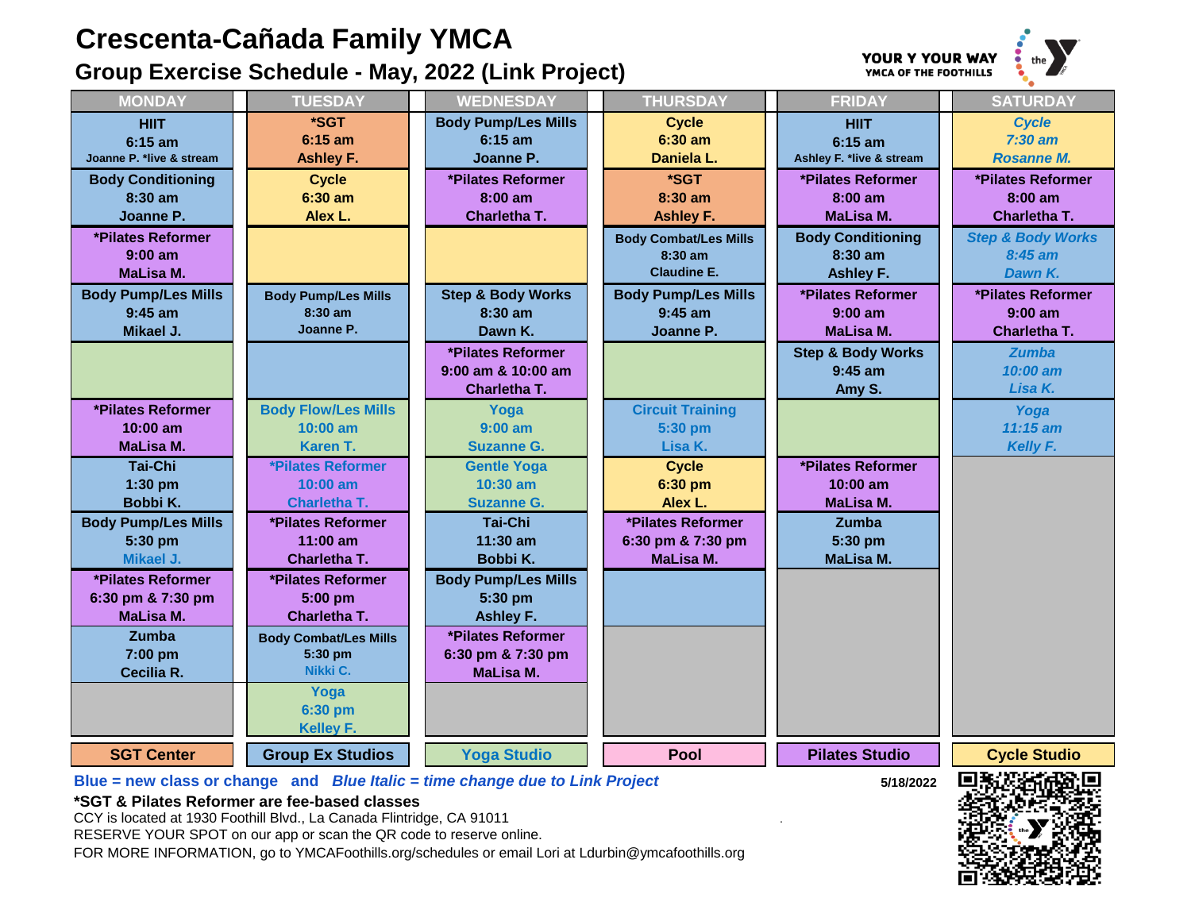# Crescenta-Cañada Family YMCA

## Group Exercise Schedule - May, 2022 (Link Project)

YOUR Y YOUR WAY
YMCA OF THE FOOTHILLS

| MONDAY | TUESDAY | WEDNESDAY | THURSDAY | FRIDAY | SATURDAY |
|---|---|---|---|---|---|
| HIIT 6:15 am Joanne P. *live & stream | *SGT 6:15 am Ashley F. | Body Pump/Les Mills 6:15 am Joanne P. | Cycle 6:30 am Daniela L. | HIIT 6:15 am Ashley F. *live & stream | *Cycle 7:30 am Rosanne M.* |
| Body Conditioning 8:30 am Joanne P. | Cycle 6:30 am Alex L. | *Pilates Reformer 8:00 am Charletha T. | *SGT 8:30 am Ashley F. | *Pilates Reformer 8:00 am MaLisa M. | *Pilates Reformer 8:00 am Charletha T. |
| *Pilates Reformer 9:00 am MaLisa M. | | | Body Combat/Les Mills 8:30 am Claudine E. | Body Conditioning 8:30 am Ashley F. | *Step & Body Works 8:45 am Dawn K.* |
| Body Pump/Les Mills 9:45 am Mikael J. | Body Pump/Les Mills 8:30 am Joanne P. | Step & Body Works 8:30 am Dawn K. | Body Pump/Les Mills 9:45 am Joanne P. | *Pilates Reformer 9:00 am MaLisa M. | *Pilates Reformer 9:00 am Charletha T. |
| | | *Pilates Reformer 9:00 am & 10:00 am Charletha T. | | Step & Body Works 9:45 am Amy S. | *Zumba 10:00 am Lisa K.* |
| *Pilates Reformer 10:00 am MaLisa M. | Body Flow/Les Mills 10:00 am Karen T. | Yoga 9:00 am Suzanne G. | Circuit Training 5:30 pm Lisa K. | | *Yoga 11:15 am Kelly F.* |
| Tai-Chi 1:30 pm Bobbi K. | *Pilates Reformer 10:00 am Charletha T. | Gentle Yoga 10:30 am Suzanne G. | Cycle 6:30 pm Alex L. | *Pilates Reformer 10:00 am MaLisa M. | |
| Body Pump/Les Mills 5:30 pm Mikael J. | *Pilates Reformer 11:00 am Charletha T. | Tai-Chi 11:30 am Bobbi K. | *Pilates Reformer 6:30 pm & 7:30 pm MaLisa M. | Zumba 5:30 pm MaLisa M. | |
| *Pilates Reformer 6:30 pm & 7:30 pm MaLisa M. | *Pilates Reformer 5:00 pm Charletha T. | Body Pump/Les Mills 5:30 pm Ashley F. | | | |
| Zumba 7:00 pm Cecilia R. | Body Combat/Les Mills 5:30 pm Nikki C. | *Pilates Reformer 6:30 pm & 7:30 pm MaLisa M. | | | |
| | Yoga 6:30 pm Kelley F. | | | | |

| SGT Center | Group Ex Studios | Yoga Studio | Pool | Pilates Studio | Cycle Studio |
|---|---|---|---|---|---|

Blue = new class or change and *Blue Italic = time change due to Link Project*

5/18/2022

**\*SGT & Pilates Reformer are fee-based classes**

CCY is located at 1930 Foothill Blvd., La Canada Flintridge, CA 91011

RESERVE YOUR SPOT on our app or scan the QR code to reserve online.

FOR MORE INFORMATION, go to YMCAFoothills.org/schedules or email Lori at Ldurbin@ymcafoothills.org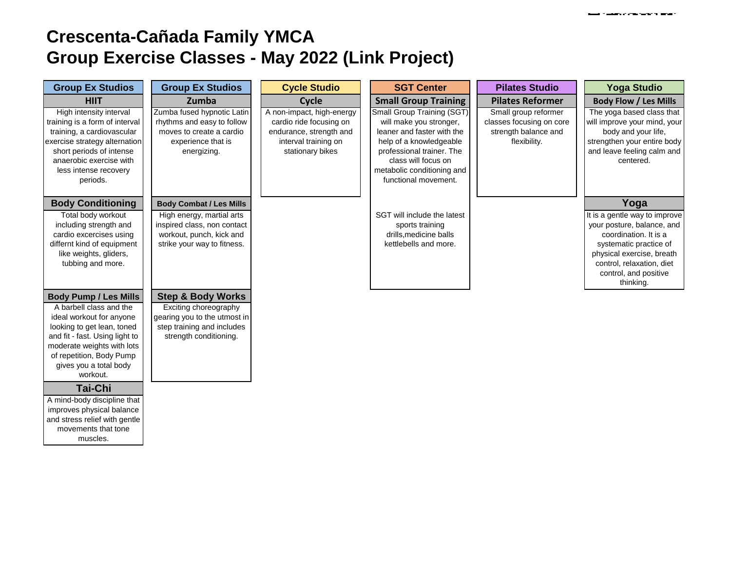# Crescenta-Cañada Family YMCA
# Group Exercise Classes - May 2022 (Link Project)

## Group Ex Studios

### HIIT

High intensity interval training is a form of interval training, a cardiovascular exercise strategy alternation short periods of intense anaerobic exercise with less intense recovery periods.

### Body Conditioning

Total body workout including strength and cardio excercises using differnt kind of equipment like weights, gliders, tubbing and more.

### Body Pump / Les Mills

A barbell class and the ideal workout for anyone looking to get lean, toned and fit - fast. Using light to moderate weights with lots of repetition, Body Pump gives you a total body workout.

### Tai-Chi

A mind-body discipline that improves physical balance and stress relief with gentle movements that tone muscles.

## Group Ex Studios

### Zumba

Zumba fused hypnotic Latin rhythms and easy to follow moves to create a cardio experience that is energizing.

### Body Combat / Les Mills

High energy, martial arts inspired class, non contact workout, punch, kick and strike your way to fitness.

### Step & Body Works

Exciting choreography gearing you to the utmost in step training and includes strength conditioning.

## Cycle Studio

### Cycle

A non-impact, high-energy cardio ride focusing on endurance, strength and interval training on stationary bikes

## SGT Center

### Small Group Training

Small Group Training (SGT) will make you stronger, leaner and faster with the help of a knowledgeable professional trainer. The class will focus on metabolic conditioning and functional movement.

SGT will include the latest sports training drills,medicine balls kettlebells and more.

## Pilates Studio

### Pilates Reformer

Small group reformer classes focusing on core strength balance and flexibility.

## Yoga Studio

### Body Flow / Les Mills

The yoga based class that will improve your mind, your body and your life, strengthen your entire body and leave feeling calm and centered.

### Yoga

It is a gentle way to improve your posture, balance, and coordination. It is a systematic practice of physical exercise, breath control, relaxation, diet control, and positive thinking.